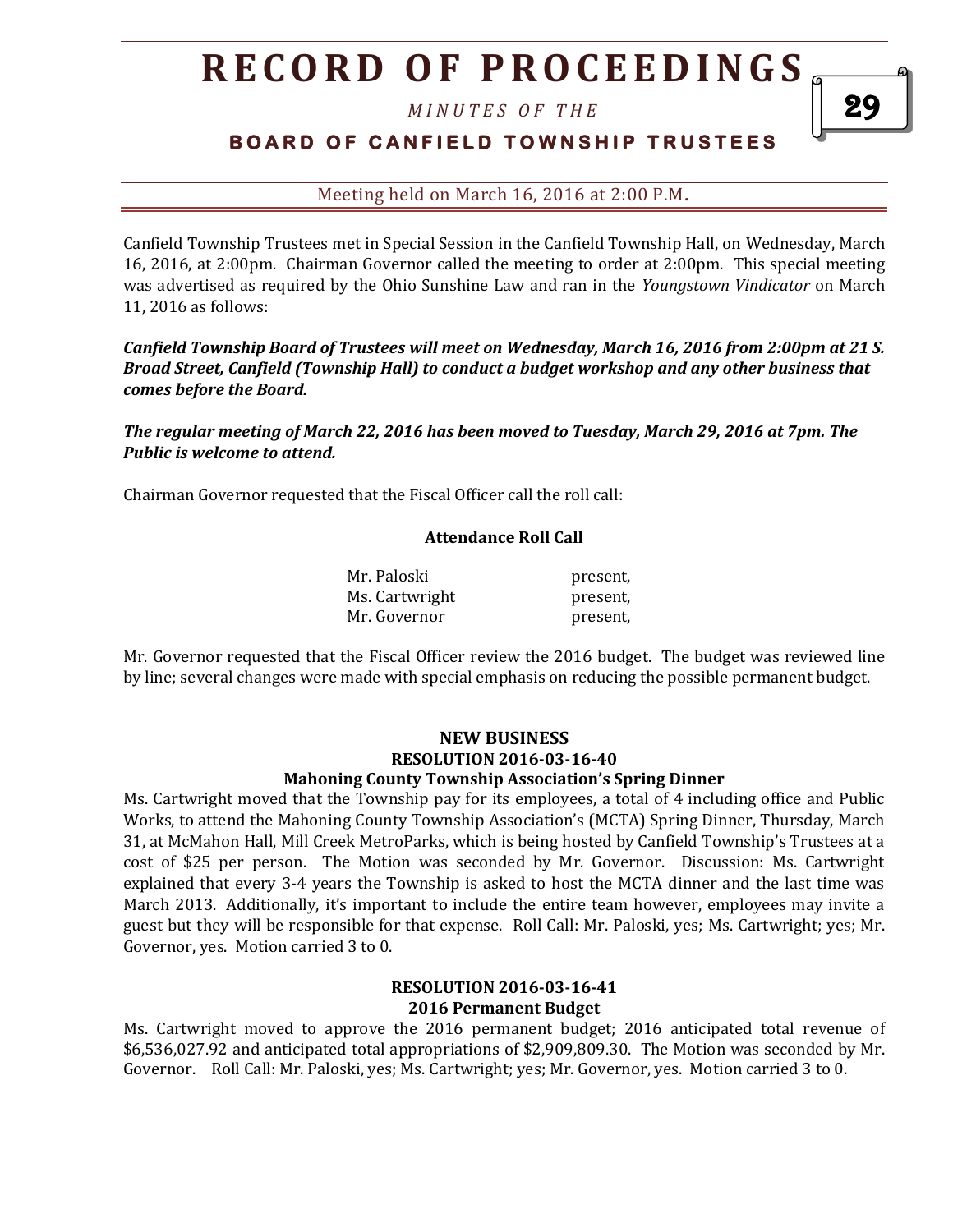# RECORD OF PROCEEDINGS

*MINUTES OF THE*

## BOARD OF CANFIELD TOWNSHIP TRUSTEES

Meeting held on March 16, 2016 at 2:00 P.M.

Canfield Township Trustees met in Special Session in the Canfield Township Hall, on Wednesday, March 16, 2016, at 2:00pm. Chairman Governor called the meeting to order at 2:00pm. This special meeting was advertised as required by the Ohio Sunshine Law and ran in the *Youngstown Vindicator* on March 11, 2016 as follows:

***Canfield Township Board of Trustees will meet on Wednesday, March 16, 2016 from 2:00pm at 21 S. Broad Street, Canfield (Township Hall) to conduct a budget workshop and any other business that comes before the Board.***

***The regular meeting of March 22, 2016 has been moved to Tuesday, March 29, 2016 at 7pm. The Public is welcome to attend.***

Chairman Governor requested that the Fiscal Officer call the roll call:

**Attendance Roll Call**

| | |
|---|---|
| Mr. Paloski | present, |
| Ms. Cartwright | present, |
| Mr. Governor | present, |

Mr. Governor requested that the Fiscal Officer review the 2016 budget. The budget was reviewed line by line; several changes were made with special emphasis on reducing the possible permanent budget.

### NEW BUSINESS

**RESOLUTION 2016-03-16-40**

**Mahoning County Township Association's Spring Dinner**

Ms. Cartwright moved that the Township pay for its employees, a total of 4 including office and Public Works, to attend the Mahoning County Township Association's (MCTA) Spring Dinner, Thursday, March 31, at McMahon Hall, Mill Creek MetroParks, which is being hosted by Canfield Township's Trustees at a cost of $25 per person. The Motion was seconded by Mr. Governor. Discussion: Ms. Cartwright explained that every 3-4 years the Township is asked to host the MCTA dinner and the last time was March 2013. Additionally, it's important to include the entire team however, employees may invite a guest but they will be responsible for that expense. Roll Call: Mr. Paloski, yes; Ms. Cartwright; yes; Mr. Governor, yes. Motion carried 3 to 0.

**RESOLUTION 2016-03-16-41**

**2016 Permanent Budget**

Ms. Cartwright moved to approve the 2016 permanent budget; 2016 anticipated total revenue of $6,536,027.92 and anticipated total appropriations of $2,909,809.30. The Motion was seconded by Mr. Governor. Roll Call: Mr. Paloski, yes; Ms. Cartwright; yes; Mr. Governor, yes. Motion carried 3 to 0.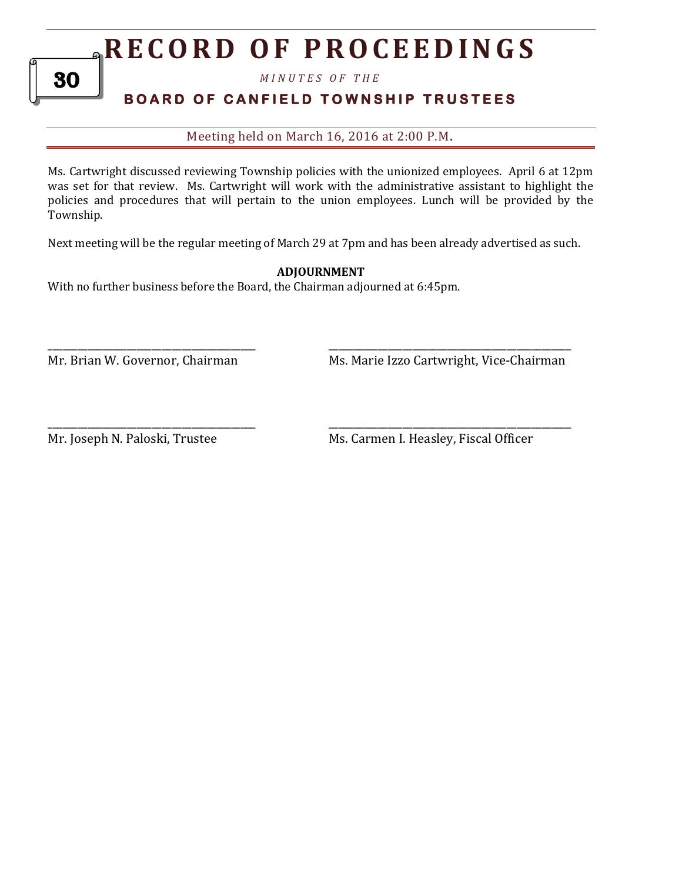Ms. Cartwright discussed reviewing Township policies with the unionized employees. April 6 at 12pm was set for that review. Ms. Cartwright will work with the administrative assistant to highlight the policies and procedures that will pertain to the union employees. Lunch will be provided by the Township.

Next meeting will be the regular meeting of March 29 at 7pm and has been already advertised as such.

**ADJOURNMENT**

With no further business before the Board, the Chairman adjourned at 6:45pm.

\_\_\_\_\_\_\_\_\_\_\_\_\_\_\_\_\_\_\_\_\_\_\_\_\_\_\_\_\_\_\_\_\_\_\_\_\_\_\_\_
Mr. Brian W. Governor, Chairman

\_\_\_\_\_\_\_\_\_\_\_\_\_\_\_\_\_\_\_\_\_\_\_\_\_\_\_\_\_\_\_\_\_\_\_\_\_\_\_\_
Ms. Marie Izzo Cartwright, Vice-Chairman

\_\_\_\_\_\_\_\_\_\_\_\_\_\_\_\_\_\_\_\_\_\_\_\_\_\_\_\_\_\_\_\_\_\_\_\_\_\_\_\_
Mr. Joseph N. Paloski, Trustee

\_\_\_\_\_\_\_\_\_\_\_\_\_\_\_\_\_\_\_\_\_\_\_\_\_\_\_\_\_\_\_\_\_\_\_\_\_\_\_\_
Ms. Carmen I. Heasley, Fiscal Officer